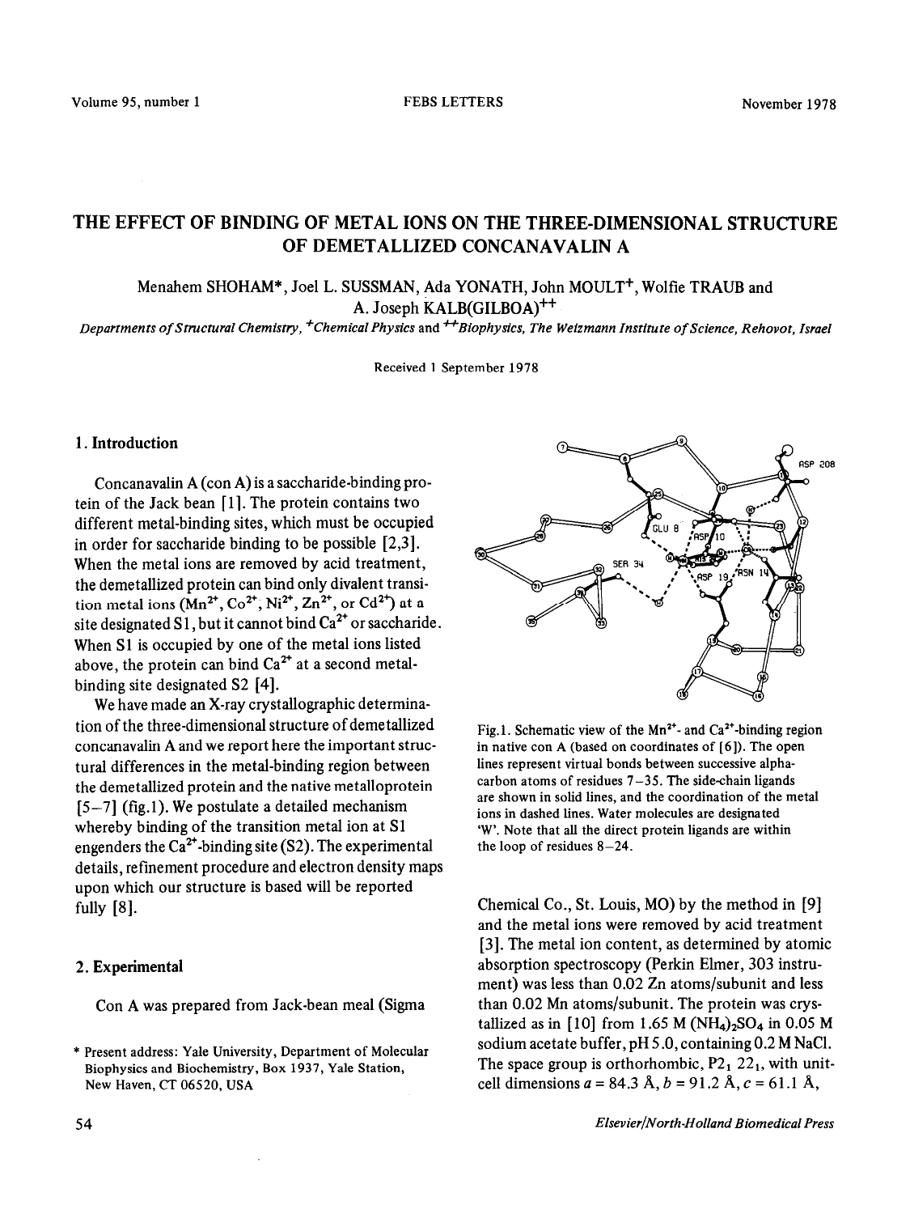# THE EFFECT OF BINDING OF METAL IONS ON THE THREE-DIMENSIONAL STRUCTURE OF DEMETALLIZED CONCANAVALIN A

Menahem SHOHAM*, Joel L. SUSSMAN, Ada YONATH, John MOULT+, Wolfie TRAUB and A. Joseph KALB(GILBOA)++

*Departments of Structural Chemistry, +Chemical Physics and ++Biophysics, The Weizmann Institute of Science, Rehovot, Israel*

Received 1 September 1978

## 1. Introduction

Concanavalin A (con A) is a saccharide-binding protein of the Jack bean [1]. The protein contains two different metal-binding sites, which must be occupied in order for saccharide binding to be possible [2,3]. When the metal ions are removed by acid treatment, the demetallized protein can bind only divalent transition metal ions ($Mn^{2+}$, $Co^{2+}$, $Ni^{2+}$, $Zn^{2+}$, or $Cd^{2+}$) at a site designated S1, but it cannot bind $Ca^{2+}$ or saccharide. When S1 is occupied by one of the metal ions listed above, the protein can bind $Ca^{2+}$ at a second metal-binding site designated S2 [4].

We have made an X-ray crystallographic determination of the three-dimensional structure of demetallized concanavalin A and we report here the important structural differences in the metal-binding region between the demetallized protein and the native metalloprotein [5–7] (fig.1). We postulate a detailed mechanism whereby binding of the transition metal ion at S1 engenders the $Ca^{2+}$-binding site (S2). The experimental details, refinement procedure and electron density maps upon which our structure is based will be reported fully [8].

Fig.1. Schematic view of the $Mn^{2+}$- and $Ca^{2+}$-binding region in native con A (based on coordinates of [6]). The open lines represent virtual bonds between successive alpha-carbon atoms of residues 7–35. The side-chain ligands are shown in solid lines, and the coordination of the metal ions in dashed lines. Water molecules are designated 'W'. Note that all the direct protein ligands are within the loop of residues 8–24.

## 2. Experimental

Con A was prepared from Jack-bean meal (Sigma Chemical Co., St. Louis, MO) by the method in [9] and the metal ions were removed by acid treatment [3]. The metal ion content, as determined by atomic absorption spectroscopy (Perkin Elmer, 303 instrument) was less than 0.02 Zn atoms/subunit and less than 0.02 Mn atoms/subunit. The protein was crystallized as in [10] from 1.65 M $(NH_4)_2SO_4$ in 0.05 M sodium acetate buffer, pH 5.0, containing 0.2 M NaCl. The space group is orthorhombic, $P2_1 22_1$, with unit-cell dimensions $a$ = 84.3 Å, $b$ = 91.2 Å, $c$ = 61.1 Å,

\* Present address: Yale University, Department of Molecular Biophysics and Biochemistry, Box 1937, Yale Station, New Haven, CT 06520, USA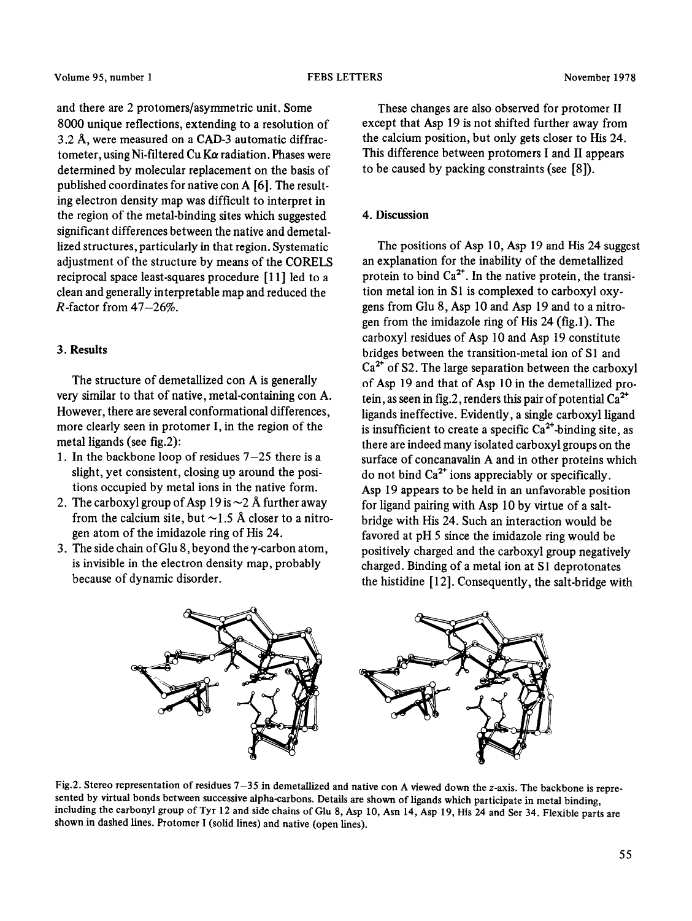and there are 2 protomers/asymmetric unit. Some 8000 unique reflections, extending to a resolution of 3.2 Å, were measured on a CAD-3 automatic diffractometer, using Ni-filtered Cu Kα radiation. Phases were determined by molecular replacement on the basis of published coordinates for native con A [6]. The resulting electron density map was difficult to interpret in the region of the metal-binding sites which suggested significant differences between the native and demetallized structures, particularly in that region. Systematic adjustment of the structure by means of the CORELS reciprocal space least-squares procedure [11] led to a clean and generally interpretable map and reduced the *R*-factor from 47–26%.

## 3. Results

The structure of demetallized con A is generally very similar to that of native, metal-containing con A. However, there are several conformational differences, more clearly seen in protomer I, in the region of the metal ligands (see fig.2):

1. In the backbone loop of residues 7–25 there is a slight, yet consistent, closing up around the positions occupied by metal ions in the native form.
2. The carboxyl group of Asp 19 is ~2 Å further away from the calcium site, but ~1.5 Å closer to a nitrogen atom of the imidazole ring of His 24.
3. The side chain of Glu 8, beyond the γ-carbon atom, is invisible in the electron density map, probably because of dynamic disorder.

These changes are also observed for protomer II except that Asp 19 is not shifted further away from the calcium position, but only gets closer to His 24. This difference between protomers I and II appears to be caused by packing constraints (see [8]).

## 4. Discussion

The positions of Asp 10, Asp 19 and His 24 suggest an explanation for the inability of the demetallized protein to bind $Ca^{2+}$. In the native protein, the transition metal ion in S1 is complexed to carboxyl oxygens from Glu 8, Asp 10 and Asp 19 and to a nitrogen from the imidazole ring of His 24 (fig.1). The carboxyl residues of Asp 10 and Asp 19 constitute bridges between the transition-metal ion of S1 and $Ca^{2+}$ of S2. The large separation between the carboxyl of Asp 19 and that of Asp 10 in the demetallized protein, as seen in fig.2, renders this pair of potential $Ca^{2+}$ ligands ineffective. Evidently, a single carboxyl ligand is insufficient to create a specific $Ca^{2+}$-binding site, as there are indeed many isolated carboxyl groups on the surface of concanavalin A and in other proteins which do not bind $Ca^{2+}$ ions appreciably or specifically. Asp 19 appears to be held in an unfavorable position for ligand pairing with Asp 10 by virtue of a salt-bridge with His 24. Such an interaction would be favored at pH 5 since the imidazole ring would be positively charged and the carboxyl group negatively charged. Binding of a metal ion at S1 deprotonates the histidine [12]. Consequently, the salt-bridge with

Fig.2. Stereo representation of residues 7–35 in demetallized and native con A viewed down the *z*-axis. The backbone is represented by virtual bonds between successive alpha-carbons. Details are shown of ligands which participate in metal binding, including the carbonyl group of Tyr 12 and side chains of Glu 8, Asp 10, Asn 14, Asp 19, His 24 and Ser 34. Flexible parts are shown in dashed lines. Protomer I (solid lines) and native (open lines).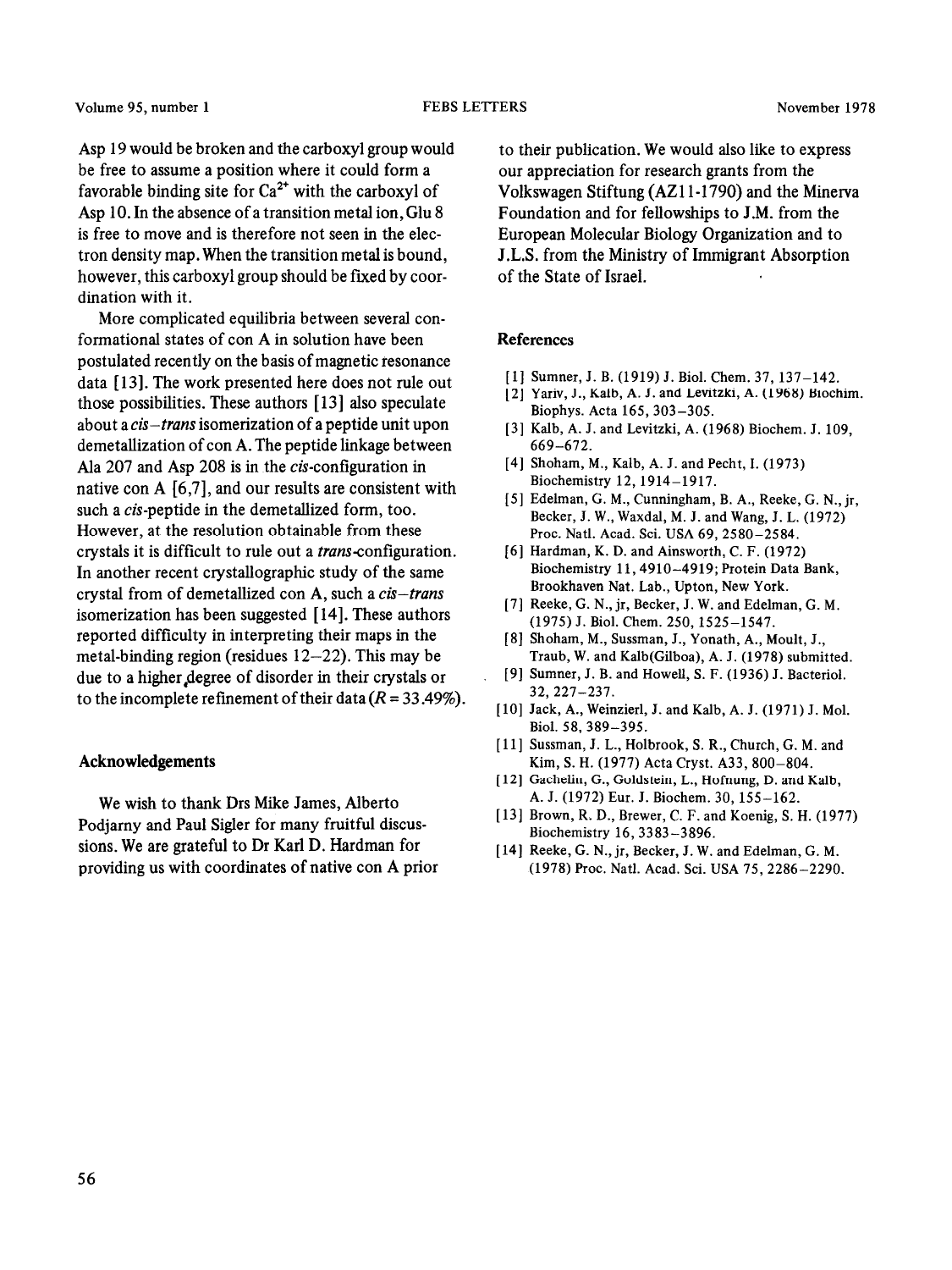Asp 19 would be broken and the carboxyl group would be free to assume a position where it could form a favorable binding site for $Ca^{2+}$ with the carboxyl of Asp 10. In the absence of a transition metal ion, Glu 8 is free to move and is therefore not seen in the electron density map. When the transition metal is bound, however, this carboxyl group should be fixed by coordination with it.

More complicated equilibria between several conformational states of con A in solution have been postulated recently on the basis of magnetic resonance data [13]. The work presented here does not rule out those possibilities. These authors [13] also speculate about a *cis–trans* isomerization of a peptide unit upon demetallization of con A. The peptide linkage between Ala 207 and Asp 208 is in the *cis*-configuration in native con A [6,7], and our results are consistent with such a *cis*-peptide in the demetallized form, too. However, at the resolution obtainable from these crystals it is difficult to rule out a *trans*-configuration. In another recent crystallographic study of the same crystal from of demetallized con A, such a *cis–trans* isomerization has been suggested [14]. These authors reported difficulty in interpreting their maps in the metal-binding region (residues 12–22). This may be due to a higher degree of disorder in their crystals or to the incomplete refinement of their data ($R = 33.49\%$).

## Acknowledgements

We wish to thank Drs Mike James, Alberto Podjarny and Paul Sigler for many fruitful discussions. We are grateful to Dr Karl D. Hardman for providing us with coordinates of native con A prior to their publication. We would also like to express our appreciation for research grants from the Volkswagen Stiftung (AZ11-1790) and the Minerva Foundation and for fellowships to J.M. from the European Molecular Biology Organization and to J.L.S. from the Ministry of Immigrant Absorption of the State of Israel.

## References

[1] Sumner, J. B. (1919) J. Biol. Chem. 37, 137–142.

[2] Yariv, J., Kalb, A. J. and Levitzki, A. (1968) Biochim. Biophys. Acta 165, 303–305.

[3] Kalb, A. J. and Levitzki, A. (1968) Biochem. J. 109, 669–672.

[4] Shoham, M., Kalb, A. J. and Pecht, I. (1973) Biochemistry 12, 1914–1917.

[5] Edelman, G. M., Cunningham, B. A., Reeke, G. N., jr, Becker, J. W., Waxdal, M. J. and Wang, J. L. (1972) Proc. Natl. Acad. Sci. USA 69, 2580–2584.

[6] Hardman, K. D. and Ainsworth, C. F. (1972) Biochemistry 11, 4910–4919; Protein Data Bank, Brookhaven Nat. Lab., Upton, New York.

[7] Reeke, G. N., jr, Becker, J. W. and Edelman, G. M. (1975) J. Biol. Chem. 250, 1525–1547.

[8] Shoham, M., Sussman, J., Yonath, A., Moult, J., Traub, W. and Kalb(Gilboa), A. J. (1978) submitted.

[9] Sumner, J. B. and Howell, S. F. (1936) J. Bacteriol. 32, 227–237.

[10] Jack, A., Weinzierl, J. and Kalb, A. J. (1971) J. Mol. Biol. 58, 389–395.

[11] Sussman, J. L., Holbrook, S. R., Church, G. M. and Kim, S. H. (1977) Acta Cryst. A33, 800–804.

[12] Gachelin, G., Goldstein, L., Hofnung, D. and Kalb, A. J. (1972) Eur. J. Biochem. 30, 155–162.

[13] Brown, R. D., Brewer, C. F. and Koenig, S. H. (1977) Biochemistry 16, 3383–3896.

[14] Reeke, G. N., jr, Becker, J. W. and Edelman, G. M. (1978) Proc. Natl. Acad. Sci. USA 75, 2286–2290.